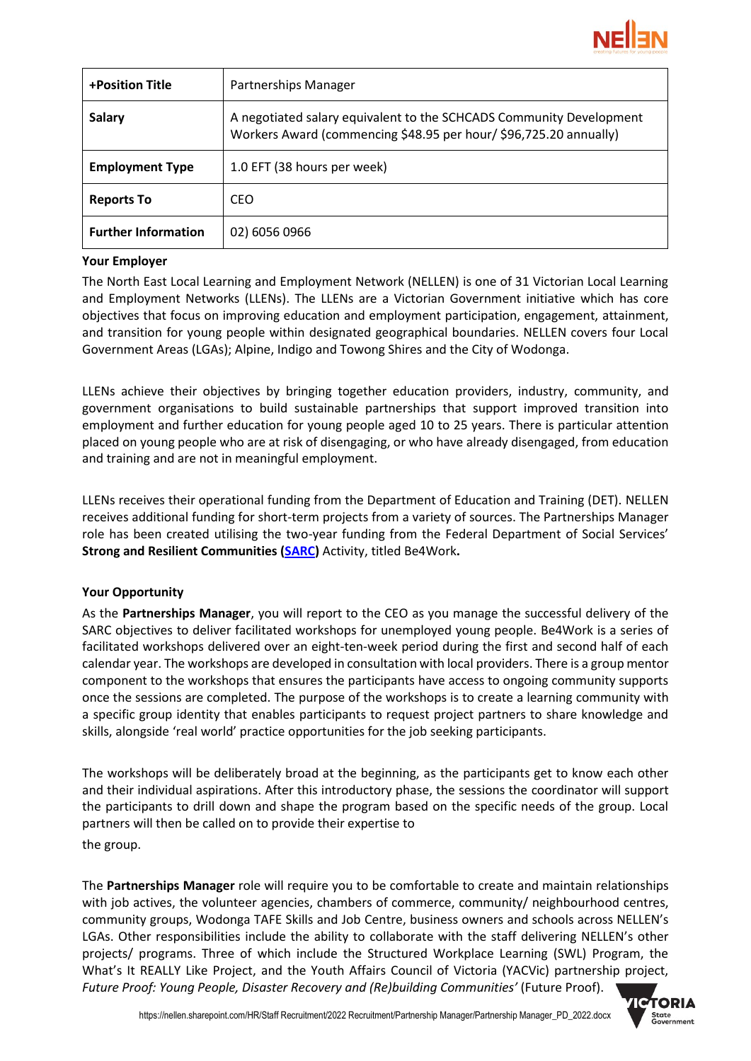| +Position Title | Partnerships Manager |
| --- | --- |
| **Salary** | A negotiated salary equivalent to the SCHCADS Community Development Workers Award (commencing $48.95 per hour/ $96,725.20 annually) |
| **Employment Type** | 1.0 EFT (38 hours per week) |
| **Reports To** | CEO |
| **Further Information** | 02) 6056 0966 |

**Your Employer**

The North East Local Learning and Employment Network (NELLEN) is one of 31 Victorian Local Learning and Employment Networks (LLENs). The LLENs are a Victorian Government initiative which has core objectives that focus on improving education and employment participation, engagement, attainment, and transition for young people within designated geographical boundaries. NELLEN covers four Local Government Areas (LGAs); Alpine, Indigo and Towong Shires and the City of Wodonga.

LLENs achieve their objectives by bringing together education providers, industry, community, and government organisations to build sustainable partnerships that support improved transition into employment and further education for young people aged 10 to 25 years. There is particular attention placed on young people who are at risk of disengaging, or who have already disengaged, from education and training and are not in meaningful employment.

LLENs receives their operational funding from the Department of Education and Training (DET). NELLEN receives additional funding for short-term projects from a variety of sources. The Partnerships Manager role has been created utilising the two-year funding from the Federal Department of Social Services' **Strong and Resilient Communities (SARC)** Activity, titled Be4Work**.**

**Your Opportunity**

As the **Partnerships Manager**, you will report to the CEO as you manage the successful delivery of the SARC objectives to deliver facilitated workshops for unemployed young people. Be4Work is a series of facilitated workshops delivered over an eight-ten-week period during the first and second half of each calendar year. The workshops are developed in consultation with local providers. There is a group mentor component to the workshops that ensures the participants have access to ongoing community supports once the sessions are completed. The purpose of the workshops is to create a learning community with a specific group identity that enables participants to request project partners to share knowledge and skills, alongside 'real world' practice opportunities for the job seeking participants.

The workshops will be deliberately broad at the beginning, as the participants get to know each other and their individual aspirations. After this introductory phase, the sessions the coordinator will support the participants to drill down and shape the program based on the specific needs of the group. Local partners will then be called on to provide their expertise to the group.

The **Partnerships Manager** role will require you to be comfortable to create and maintain relationships with job actives, the volunteer agencies, chambers of commerce, community/ neighbourhood centres, community groups, Wodonga TAFE Skills and Job Centre, business owners and schools across NELLEN's LGAs. Other responsibilities include the ability to collaborate with the staff delivering NELLEN's other projects/ programs. Three of which include the Structured Workplace Learning (SWL) Program, the What's It REALLY Like Project, and the Youth Affairs Council of Victoria (YACVic) partnership project, *Future Proof: Young People, Disaster Recovery and (Re)building Communities'* (Future Proof).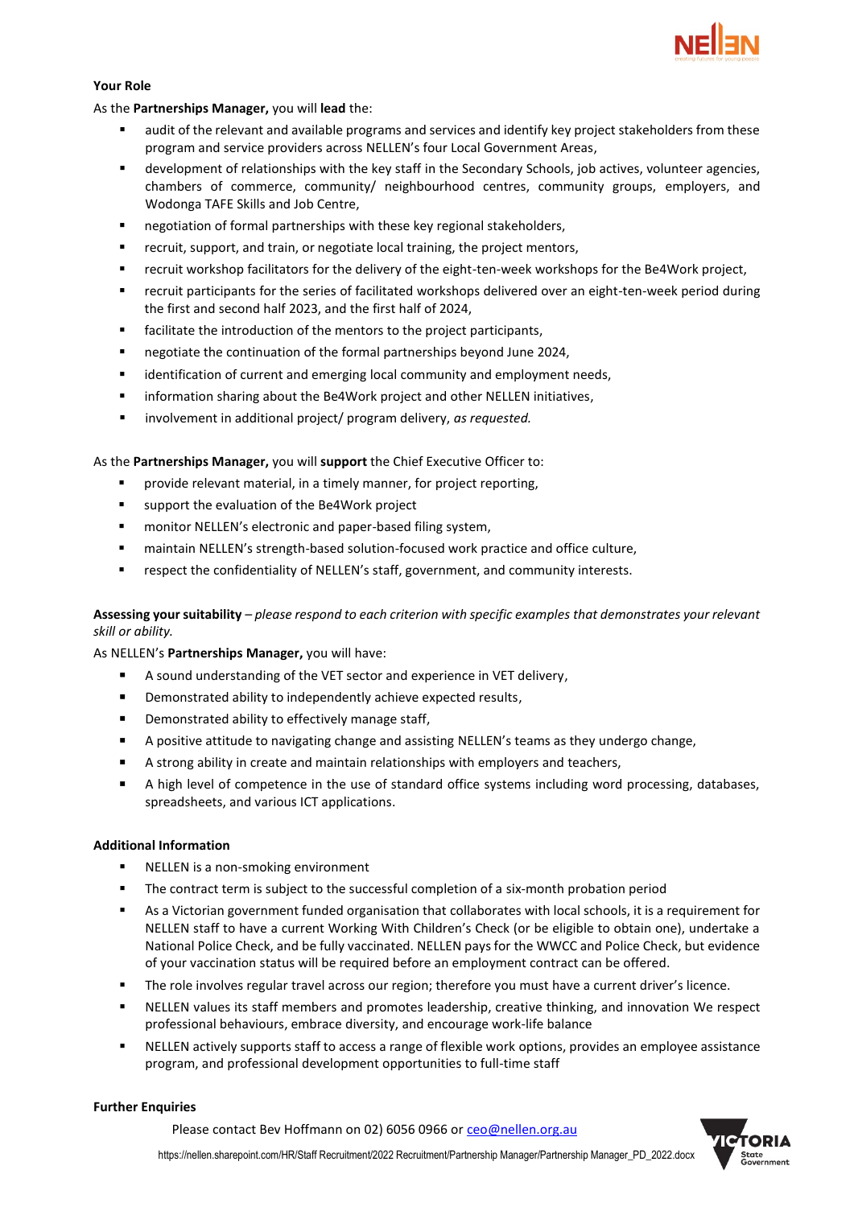**Your Role**

As the **Partnerships Manager,** you will **lead** the:

- audit of the relevant and available programs and services and identify key project stakeholders from these program and service providers across NELLEN's four Local Government Areas,
- development of relationships with the key staff in the Secondary Schools, job actives, volunteer agencies, chambers of commerce, community/ neighbourhood centres, community groups, employers, and Wodonga TAFE Skills and Job Centre,
- negotiation of formal partnerships with these key regional stakeholders,
- recruit, support, and train, or negotiate local training, the project mentors,
- recruit workshop facilitators for the delivery of the eight-ten-week workshops for the Be4Work project,
- recruit participants for the series of facilitated workshops delivered over an eight-ten-week period during the first and second half 2023, and the first half of 2024,
- facilitate the introduction of the mentors to the project participants,
- negotiate the continuation of the formal partnerships beyond June 2024,
- identification of current and emerging local community and employment needs,
- information sharing about the Be4Work project and other NELLEN initiatives,
- involvement in additional project/ program delivery, *as requested.*

As the **Partnerships Manager,** you will **support** the Chief Executive Officer to:

- provide relevant material, in a timely manner, for project reporting,
- support the evaluation of the Be4Work project
- monitor NELLEN's electronic and paper-based filing system,
- maintain NELLEN's strength-based solution-focused work practice and office culture,
- respect the confidentiality of NELLEN's staff, government, and community interests.

**Assessing your suitability** – *please respond to each criterion with specific examples that demonstrates your relevant skill or ability.*

As NELLEN's **Partnerships Manager,** you will have:

- A sound understanding of the VET sector and experience in VET delivery,
- Demonstrated ability to independently achieve expected results,
- Demonstrated ability to effectively manage staff,
- A positive attitude to navigating change and assisting NELLEN's teams as they undergo change,
- A strong ability in create and maintain relationships with employers and teachers,
- A high level of competence in the use of standard office systems including word processing, databases, spreadsheets, and various ICT applications.

**Additional Information**

- NELLEN is a non-smoking environment
- The contract term is subject to the successful completion of a six-month probation period
- As a Victorian government funded organisation that collaborates with local schools, it is a requirement for NELLEN staff to have a current Working With Children's Check (or be eligible to obtain one), undertake a National Police Check, and be fully vaccinated. NELLEN pays for the WWCC and Police Check, but evidence of your vaccination status will be required before an employment contract can be offered.
- The role involves regular travel across our region; therefore you must have a current driver's licence.
- NELLEN values its staff members and promotes leadership, creative thinking, and innovation We respect professional behaviours, embrace diversity, and encourage work-life balance
- NELLEN actively supports staff to access a range of flexible work options, provides an employee assistance program, and professional development opportunities to full-time staff

**Further Enquiries**

Please contact Bev Hoffmann on 02) 6056 0966 or ceo@nellen.org.au